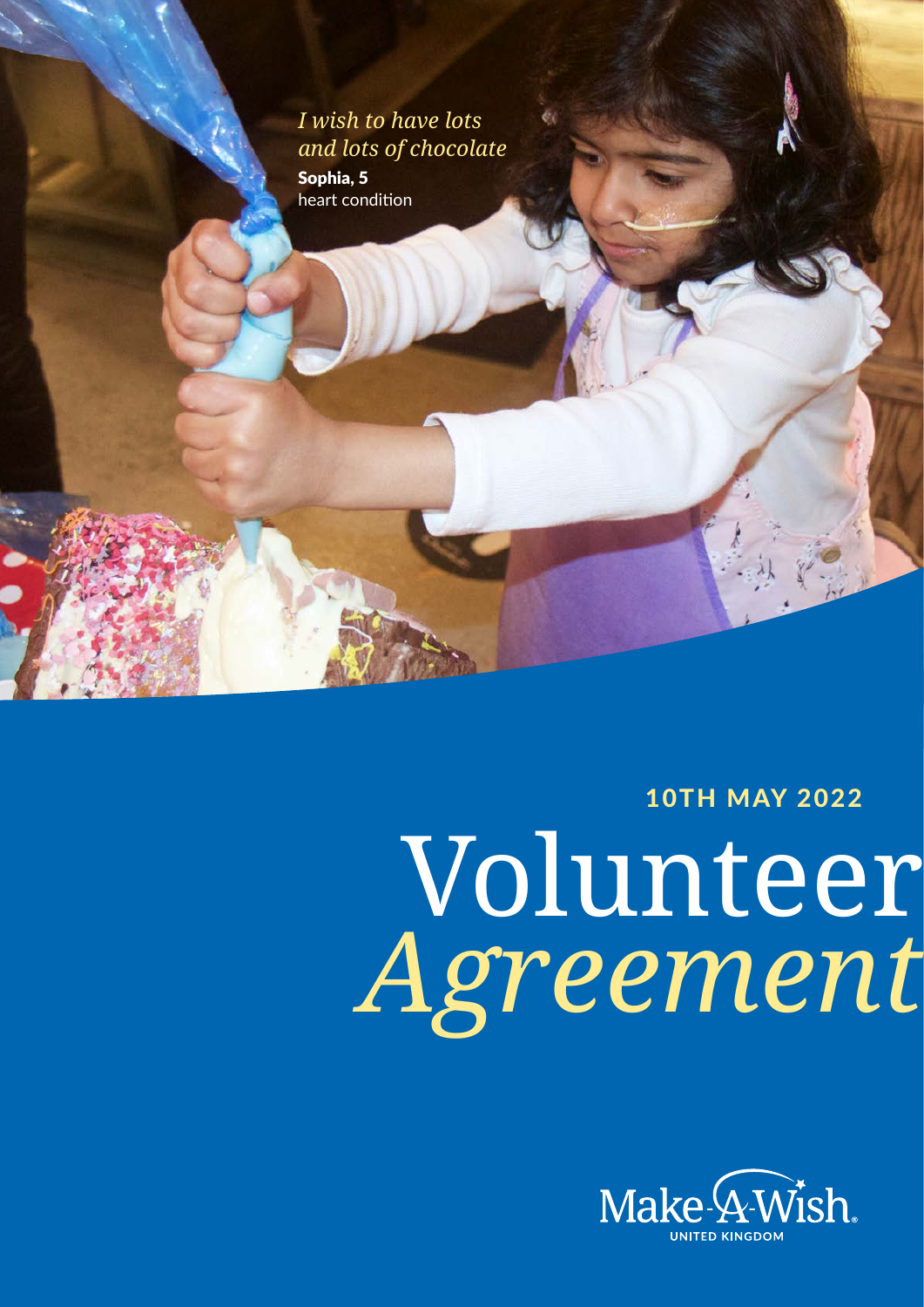*I wish to have lots and lots of chocolate*

**Sophia, 5**
heart condition

10TH MAY 2022

# Volunteer *Agreement*

Make-A-Wish
UNITED KINGDOM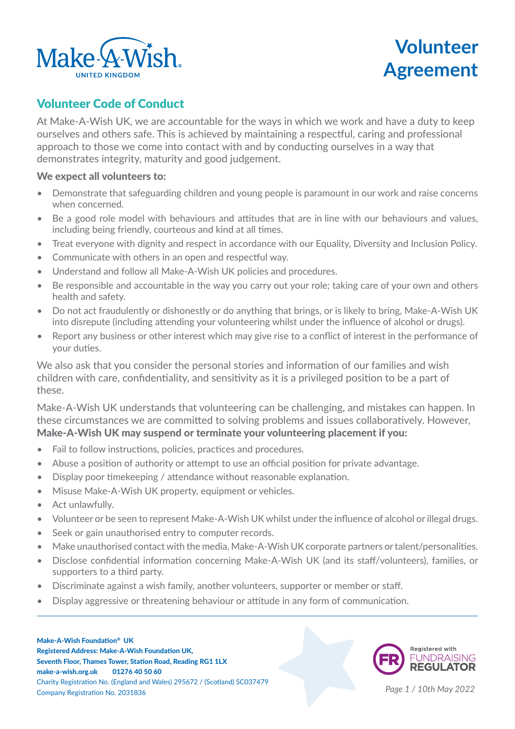# Volunteer Agreement

## Volunteer Code of Conduct

At Make-A-Wish UK, we are accountable for the ways in which we work and have a duty to keep ourselves and others safe. This is achieved by maintaining a respectful, caring and professional approach to those we come into contact with and by conducting ourselves in a way that demonstrates integrity, maturity and good judgement.

**We expect all volunteers to:**

- Demonstrate that safeguarding children and young people is paramount in our work and raise concerns when concerned.
- Be a good role model with behaviours and attitudes that are in line with our behaviours and values, including being friendly, courteous and kind at all times.
- Treat everyone with dignity and respect in accordance with our Equality, Diversity and Inclusion Policy.
- Communicate with others in an open and respectful way.
- Understand and follow all Make-A-Wish UK policies and procedures.
- Be responsible and accountable in the way you carry out your role; taking care of your own and others health and safety.
- Do not act fraudulently or dishonestly or do anything that brings, or is likely to bring, Make-A-Wish UK into disrepute (including attending your volunteering whilst under the influence of alcohol or drugs).
- Report any business or other interest which may give rise to a conflict of interest in the performance of your duties.

We also ask that you consider the personal stories and information of our families and wish children with care, confidentiality, and sensitivity as it is a privileged position to be a part of these.

Make-A-Wish UK understands that volunteering can be challenging, and mistakes can happen. In these circumstances we are committed to solving problems and issues collaboratively. However, **Make-A-Wish UK may suspend or terminate your volunteering placement if you:**

- Fail to follow instructions, policies, practices and procedures.
- Abuse a position of authority or attempt to use an official position for private advantage.
- Display poor timekeeping / attendance without reasonable explanation.
- Misuse Make-A-Wish UK property, equipment or vehicles.
- Act unlawfully.
- Volunteer or be seen to represent Make-A-Wish UK whilst under the influence of alcohol or illegal drugs.
- Seek or gain unauthorised entry to computer records.
- Make unauthorised contact with the media, Make-A-Wish UK corporate partners or talent/personalities.
- Disclose confidential information concerning Make-A-Wish UK (and its staff/volunteers), families, or supporters to a third party.
- Discriminate against a wish family, another volunteers, supporter or member or staff.
- Display aggressive or threatening behaviour or attitude in any form of communication.

**Make-A-Wish Foundation® UK**
**Registered Address: Make-A-Wish Foundation UK,**
**Seventh Floor, Thames Tower, Station Road, Reading RG1 1LX**
**make-a-wish.org.uk 01276 40 50 60**
Charity Registration No. (England and Wales) 295672 / (Scotland) SC037479
Company Registration No. 2031836

Registered with FUNDRAISING REGULATOR

*10th May 2022*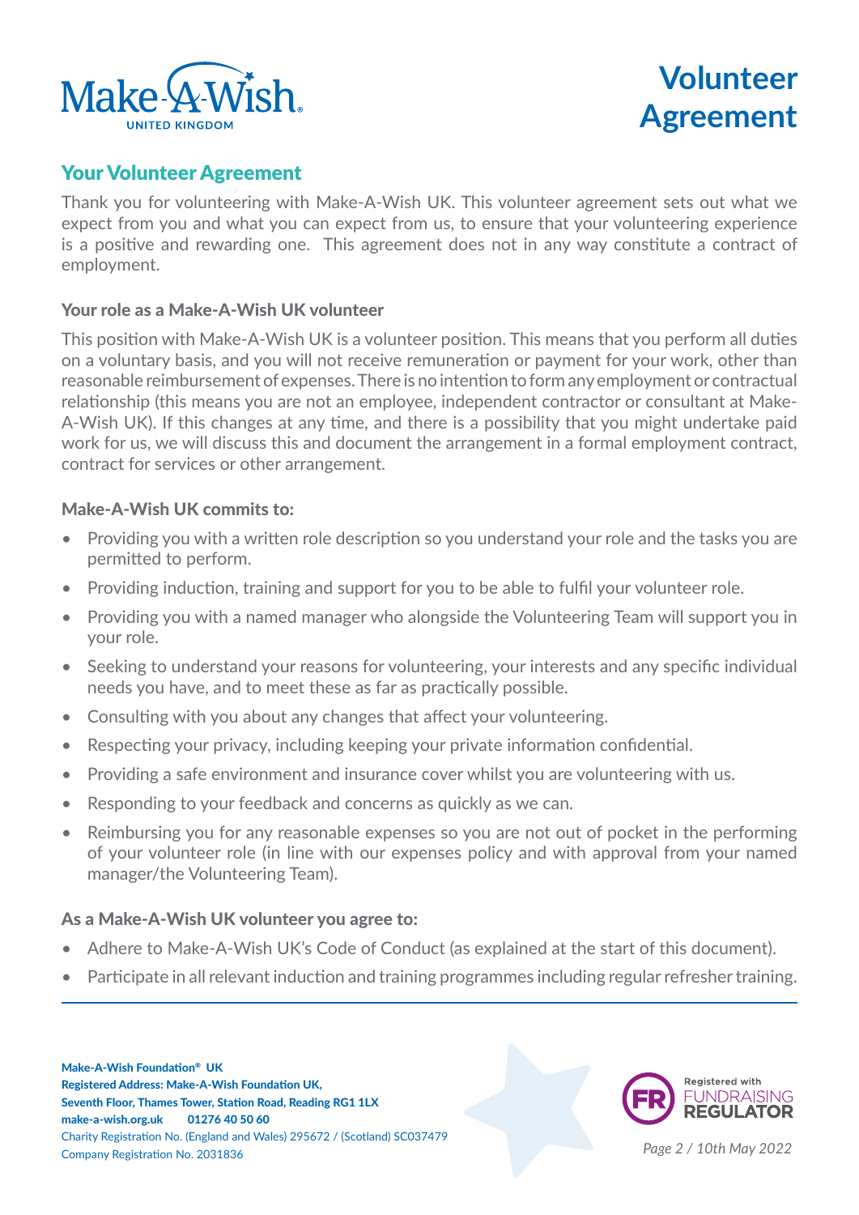# Volunteer Agreement

## Your Volunteer Agreement

Thank you for volunteering with Make-A-Wish UK. This volunteer agreement sets out what we expect from you and what you can expect from us, to ensure that your volunteering experience is a positive and rewarding one. This agreement does not in any way constitute a contract of employment.

### Your role as a Make-A-Wish UK volunteer

This position with Make-A-Wish UK is a volunteer position. This means that you perform all duties on a voluntary basis, and you will not receive remuneration or payment for your work, other than reasonable reimbursement of expenses. There is no intention to form any employment or contractual relationship (this means you are not an employee, independent contractor or consultant at Make-A-Wish UK). If this changes at any time, and there is a possibility that you might undertake paid work for us, we will discuss this and document the arrangement in a formal employment contract, contract for services or other arrangement.

### Make-A-Wish UK commits to:

- Providing you with a written role description so you understand your role and the tasks you are permitted to perform.
- Providing induction, training and support for you to be able to fulfil your volunteer role.
- Providing you with a named manager who alongside the Volunteering Team will support you in your role.
- Seeking to understand your reasons for volunteering, your interests and any specific individual needs you have, and to meet these as far as practically possible.
- Consulting with you about any changes that affect your volunteering.
- Respecting your privacy, including keeping your private information confidential.
- Providing a safe environment and insurance cover whilst you are volunteering with us.
- Responding to your feedback and concerns as quickly as we can.
- Reimbursing you for any reasonable expenses so you are not out of pocket in the performing of your volunteer role (in line with our expenses policy and with approval from your named manager/the Volunteering Team).

### As a Make-A-Wish UK volunteer you agree to:

- Adhere to Make-A-Wish UK's Code of Conduct (as explained at the start of this document).
- Participate in all relevant induction and training programmes including regular refresher training.

**Make-A-Wish Foundation® UK**
**Registered Address: Make-A-Wish Foundation UK,**
**Seventh Floor, Thames Tower, Station Road, Reading RG1 1LX**
**make-a-wish.org.uk 01276 40 50 60**
Charity Registration No. (England and Wales) 295672 / (Scotland) SC037479
Company Registration No. 2031836

Registered with FUNDRAISING REGULATOR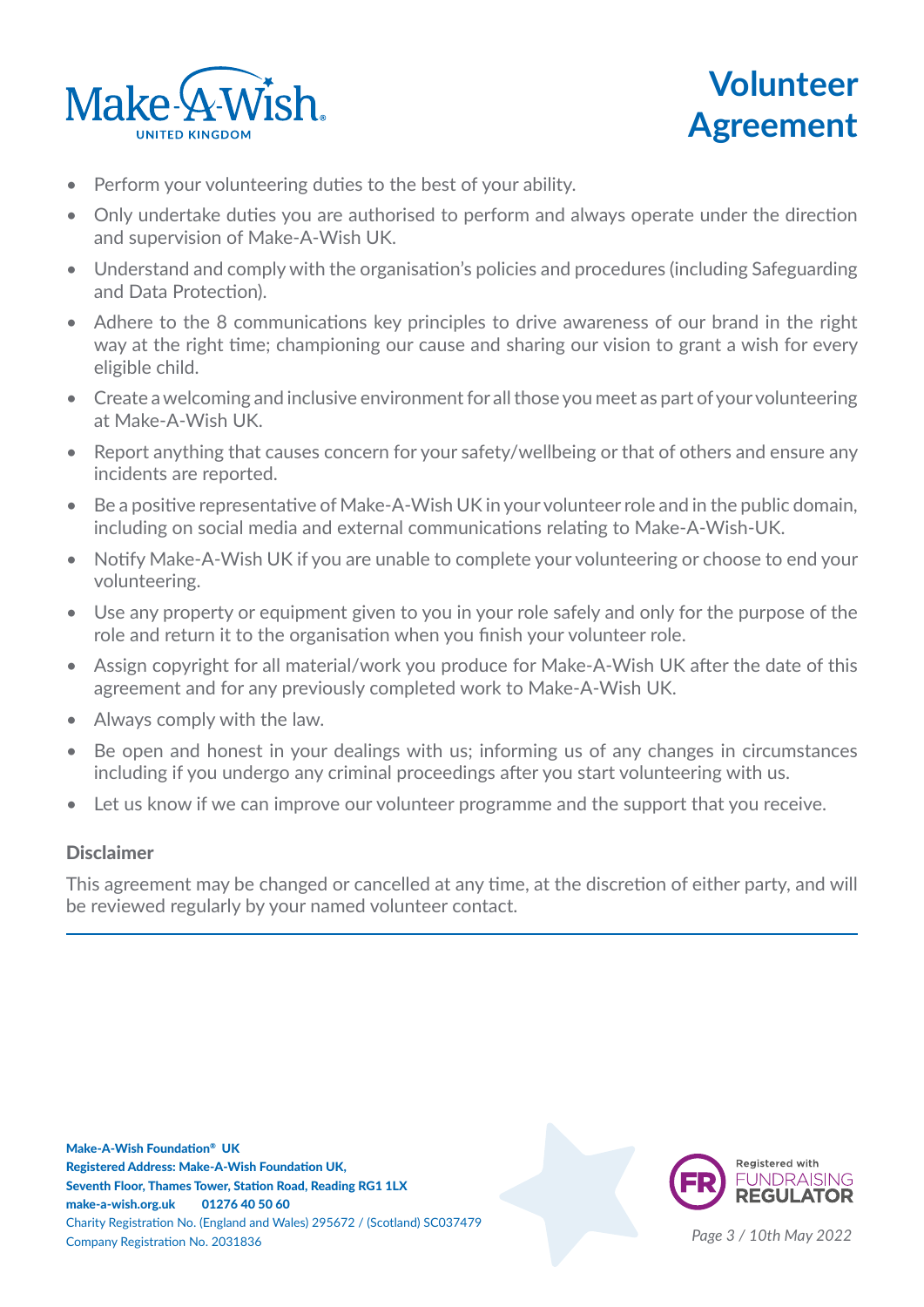- Perform your volunteering duties to the best of your ability.
- Only undertake duties you are authorised to perform and always operate under the direction and supervision of Make-A-Wish UK.
- Understand and comply with the organisation's policies and procedures (including Safeguarding and Data Protection).
- Adhere to the 8 communications key principles to drive awareness of our brand in the right way at the right time; championing our cause and sharing our vision to grant a wish for every eligible child.
- Create a welcoming and inclusive environment for all those you meet as part of your volunteering at Make-A-Wish UK.
- Report anything that causes concern for your safety/wellbeing or that of others and ensure any incidents are reported.
- Be a positive representative of Make-A-Wish UK in your volunteer role and in the public domain, including on social media and external communications relating to Make-A-Wish-UK.
- Notify Make-A-Wish UK if you are unable to complete your volunteering or choose to end your volunteering.
- Use any property or equipment given to you in your role safely and only for the purpose of the role and return it to the organisation when you finish your volunteer role.
- Assign copyright for all material/work you produce for Make-A-Wish UK after the date of this agreement and for any previously completed work to Make-A-Wish UK.
- Always comply with the law.
- Be open and honest in your dealings with us; informing us of any changes in circumstances including if you undergo any criminal proceedings after you start volunteering with us.
- Let us know if we can improve our volunteer programme and the support that you receive.

### Disclaimer

This agreement may be changed or cancelled at any time, at the discretion of either party, and will be reviewed regularly by your named volunteer contact.

---

**Make-A-Wish Foundation® UK**
**Registered Address: Make-A-Wish Foundation UK,**
**Seventh Floor, Thames Tower, Station Road, Reading RG1 1LX**
**make-a-wish.org.uk 01276 40 50 60**
Charity Registration No. (England and Wales) 295672 / (Scotland) SC037479
Company Registration No. 2031836

Registered with FUNDRAISING REGULATOR

*10th May 2022*